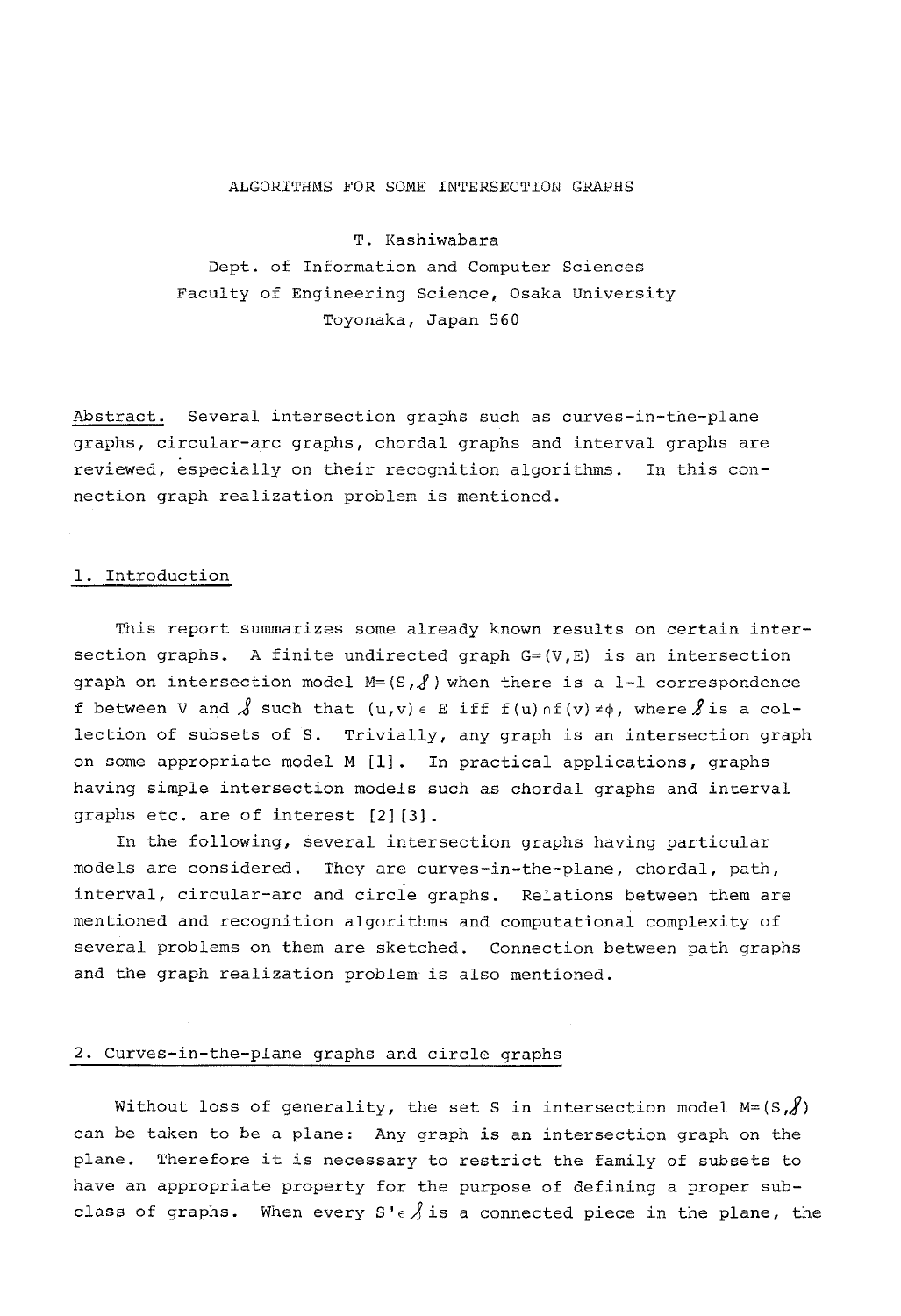# ALGORITHMS FOR SOME INTERSECTION GRAPHS

T. Kashiwabara

Dept. of Information and Computer Sciences
Faculty of Engineering Science, Osaka University
Toyonaka, Japan 560

Abstract. Several intersection graphs such as curves-in-the-plane graphs, circular-arc graphs, chordal graphs and interval graphs are reviewed, especially on their recognition algorithms. In this connection graph realization problem is mentioned.

## 1. Introduction

This report summarizes some already known results on certain intersection graphs. A finite undirected graph $G=(V,E)$ is an intersection graph on intersection model $M=(S,\mathcal{S})$ when there is a 1-1 correspondence $f$ between $V$ and $\mathcal{S}$ such that $(u,v) \in E$ iff $f(u) \cap f(v) \neq \phi$, where $\mathcal{S}$ is a collection of subsets of $S$. Trivially, any graph is an intersection graph on some appropriate model M [1]. In practical applications, graphs having simple intersection models such as chordal graphs and interval graphs etc. are of interest [2][3].

In the following, several intersection graphs having particular models are considered. They are curves-in-the-plane, chordal, path, interval, circular-arc and circle graphs. Relations between them are mentioned and recognition algorithms and computational complexity of several problems on them are sketched. Connection between path graphs and the graph realization problem is also mentioned.

## 2. Curves-in-the-plane graphs and circle graphs

Without loss of generality, the set S in intersection model $M=(S,\mathcal{S})$ can be taken to be a plane: Any graph is an intersection graph on the plane. Therefore it is necessary to restrict the family of subsets to have an appropriate property for the purpose of defining a proper subclass of graphs. When every $S' \in \mathcal{S}$ is a connected piece in the plane, the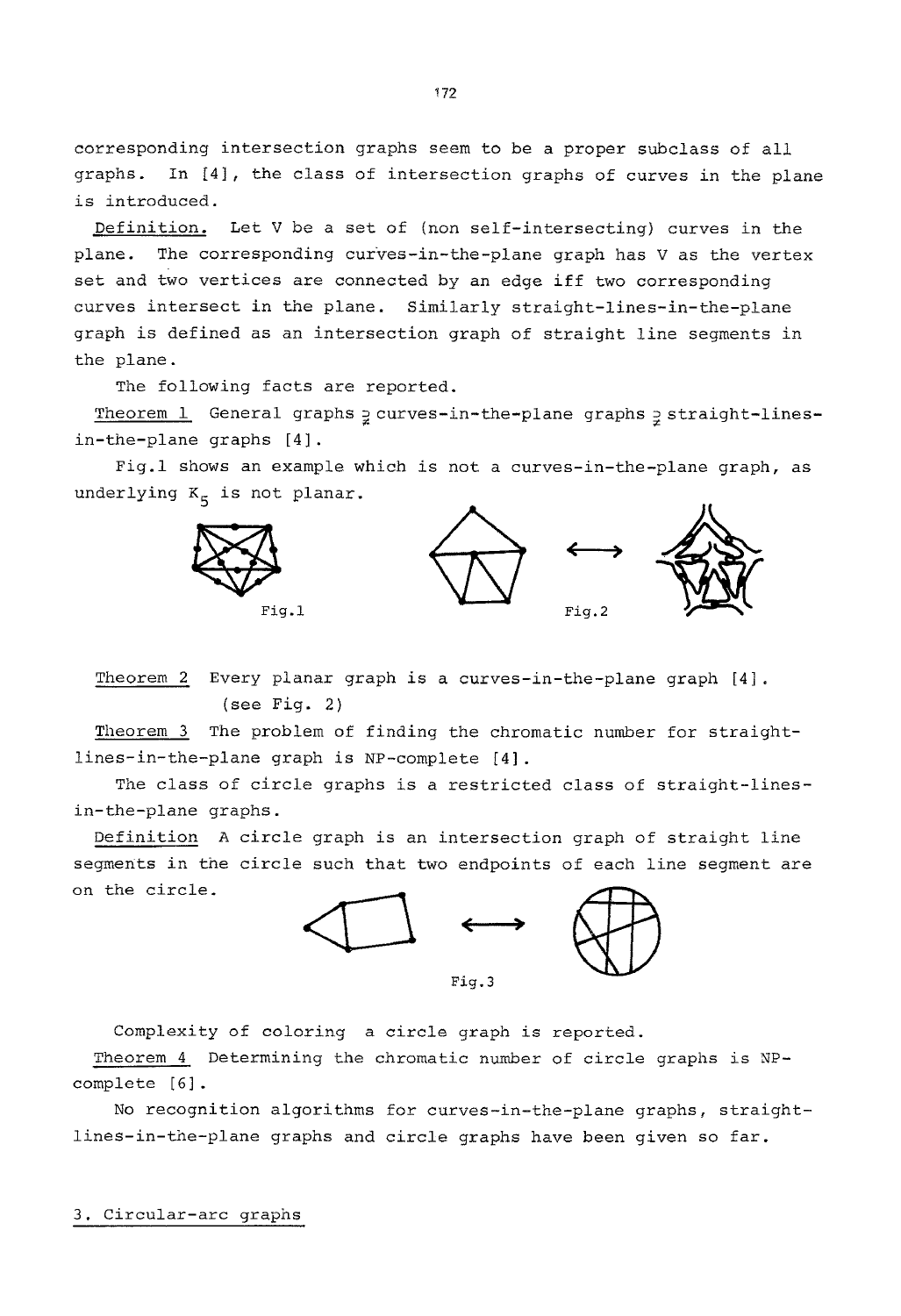corresponding intersection graphs seem to be a proper subclass of all graphs. In [4], the class of intersection graphs of curves in the plane is introduced.

Definition. Let V be a set of (non self-intersecting) curves in the plane. The corresponding curves-in-the-plane graph has V as the vertex set and two vertices are connected by an edge iff two corresponding curves intersect in the plane. Similarly straight-lines-in-the-plane graph is defined as an intersection graph of straight line segments in the plane.

The following facts are reported.

Theorem 1 General graphs $\supsetneq$ curves-in-the-plane graphs $\supsetneq$ straight-lines-in-the-plane graphs [4].

Fig.1 shows an example which is not a curves-in-the-plane graph, as underlying $K_5$ is not planar.

Fig.1

Fig.2

Theorem 2 Every planar graph is a curves-in-the-plane graph [4]. (see Fig. 2)

Theorem 3 The problem of finding the chromatic number for straight-lines-in-the-plane graph is NP-complete [4].

The class of circle graphs is a restricted class of straight-lines-in-the-plane graphs.

Definition A circle graph is an intersection graph of straight line segments in the circle such that two endpoints of each line segment are on the circle.

Fig.3

Complexity of coloring a circle graph is reported.

Theorem 4 Determining the chromatic number of circle graphs is NP-complete [6].

No recognition algorithms for curves-in-the-plane graphs, straight-lines-in-the-plane graphs and circle graphs have been given so far.

## 3. Circular-arc graphs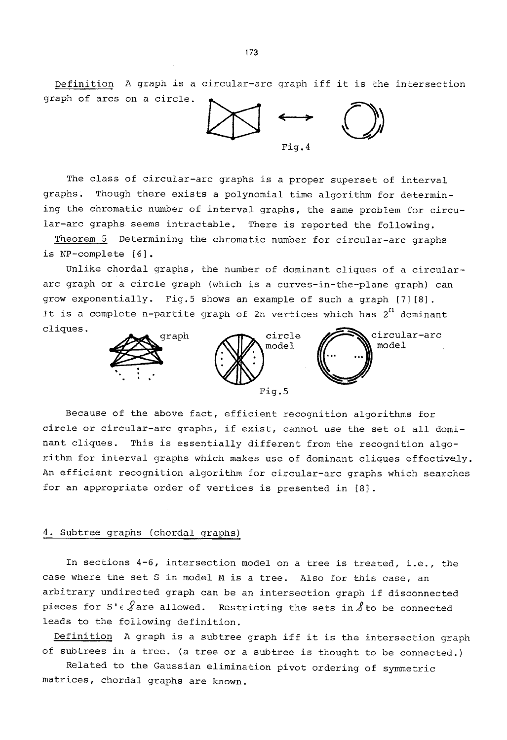Definition A graph is a circular-arc graph iff it is the intersection graph of arcs on a circle.

Fig.4

The class of circular-arc graphs is a proper superset of interval graphs. Though there exists a polynomial time algorithm for determining the chromatic number of interval graphs, the same problem for circular-arc graphs seems intractable. There is reported the following.

Theorem 5 Determining the chromatic number for circular-arc graphs is NP-complete [6].

Unlike chordal graphs, the number of dominant cliques of a circular-arc graph or a circle graph (which is a curves-in-the-plane graph) can grow exponentially. Fig.5 shows an example of such a graph [7][8]. It is a complete n-partite graph of 2n vertices which has $2^n$ dominant cliques.

graph — circle model — circular-arc model

Fig.5

Because of the above fact, efficient recognition algorithms for circle or circular-arc graphs, if exist, cannot use the set of all dominant cliques. This is essentially different from the recognition algorithm for interval graphs which makes use of dominant cliques effectively. An efficient recognition algorithm for circular-arc graphs which searches for an appropriate order of vertices is presented in [8].

## 4. Subtree graphs (chordal graphs)

In sections 4-6, intersection model on a tree is treated, i.e., the case where the set S in model M is a tree. Also for this case, an arbitrary undirected graph can be an intersection graph if disconnected pieces for $S' \in \mathcal{S}$ are allowed. Restricting the sets in $\mathcal{S}$ to be connected leads to the following definition.

Definition A graph is a subtree graph iff it is the intersection graph of subtrees in a tree. (a tree or a subtree is thought to be connected.)

Related to the Gaussian elimination pivot ordering of symmetric matrices, chordal graphs are known.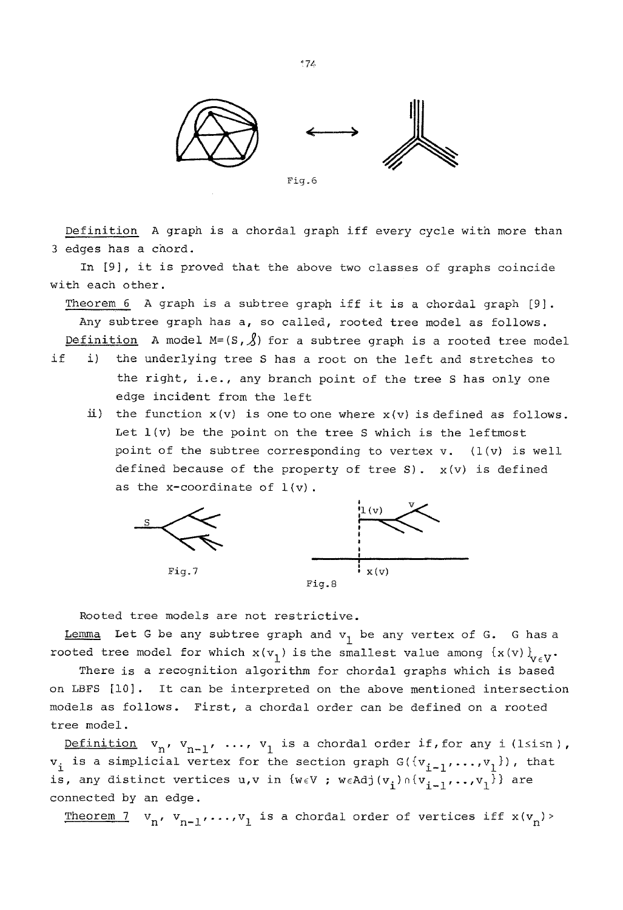Fig.6

Definition A graph is a chordal graph iff every cycle with more than 3 edges has a chord.

In [9], it is proved that the above two classes of graphs coincide with each other.

Theorem 6 A graph is a subtree graph iff it is a chordal graph [9].

Any subtree graph has a, so called, rooted tree model as follows.

Definition A model $M=(S,\mathcal{S})$ for a subtree graph is a rooted tree model if

i) the underlying tree S has a root on the left and stretches to the right, i.e., any branch point of the tree S has only one edge incident from the left

ii) the function $x(v)$ is one to one where $x(v)$ is defined as follows. Let $l(v)$ be the point on the tree S which is the leftmost point of the subtree corresponding to vertex v. ($l(v)$ is well defined because of the property of tree S). $x(v)$ is defined as the x-coordinate of $l(v)$.

Fig.7

Fig.8

Rooted tree models are not restrictive.

Lemma Let G be any subtree graph and $v_1$ be any vertex of G. G has a rooted tree model for which $x(v_1)$ is the smallest value among $\{x(v)\}_{v\in V}$.

There is a recognition algorithm for chordal graphs which is based on LBFS [10]. It can be interpreted on the above mentioned intersection models as follows. First, a chordal order can be defined on a rooted tree model.

Definition $v_n, v_{n-1}, \ldots, v_1$ is a chordal order if, for any i ($1\le i\le n$), $v_i$ is a simplicial vertex for the section graph $G(\{v_{i-1},\ldots,v_1\})$, that is, any distinct vertices u,v in $\{w\in V \ ; \ w\in Adj(v_i)\cap\{v_{i-1},\ldots,v_1\}\}$ are connected by an edge.

Theorem 7 $v_n, v_{n-1},\ldots,v_1$ is a chordal order of vertices iff $x(v_n)>$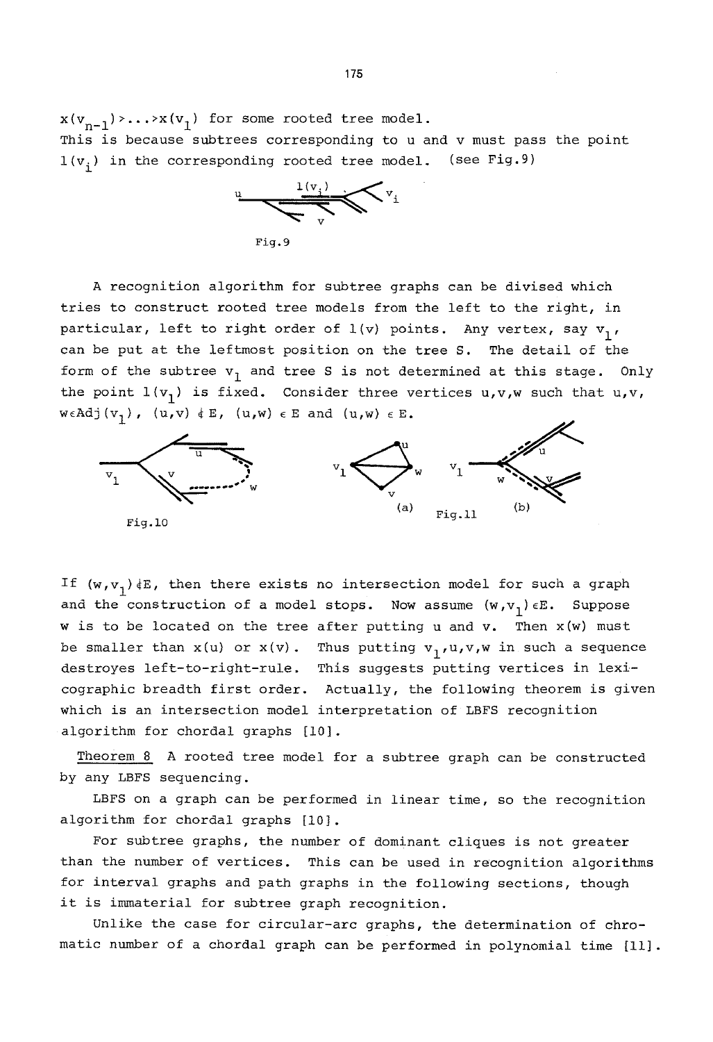$x(v_{n-1}) > \ldots > x(v_1)$ for some rooted tree model.
This is because subtrees corresponding to u and v must pass the point $l(v_i)$ in the corresponding rooted tree model. (see Fig.9)

Fig.9

A recognition algorithm for subtree graphs can be divised which tries to construct rooted tree models from the left to the right, in particular, left to right order of $l(v)$ points. Any vertex, say $v_1$, can be put at the leftmost position on the tree S. The detail of the form of the subtree $v_1$ and tree S is not determined at this stage. Only the point $l(v_1)$ is fixed. Consider three vertices u,v,w such that $u,v,w \in Adj(v_1)$, $(u,v) \notin E$, $(u,w) \in E$ and $(u,w) \in E$.

Fig.10

Fig.11 (a) (b)

If $(w,v_1) \notin E$, then there exists no intersection model for such a graph and the construction of a model stops. Now assume $(w,v_1) \in E$. Suppose w is to be located on the tree after putting u and v. Then $x(w)$ must be smaller than $x(u)$ or $x(v)$. Thus putting $v_1$,u,v,w in such a sequence destroyes left-to-right-rule. This suggests putting vertices in lexicographic breadth first order. Actually, the following theorem is given which is an intersection model interpretation of LBFS recognition algorithm for chordal graphs [10].

<u>Theorem 8</u> A rooted tree model for a subtree graph can be constructed by any LBFS sequencing.

LBFS on a graph can be performed in linear time, so the recognition algorithm for chordal graphs [10].

For subtree graphs, the number of dominant cliques is not greater than the number of vertices. This can be used in recognition algorithms for interval graphs and path graphs in the following sections, though it is immaterial for subtree graph recognition.

Unlike the case for circular-arc graphs, the determination of chromatic number of a chordal graph can be performed in polynomial time [11].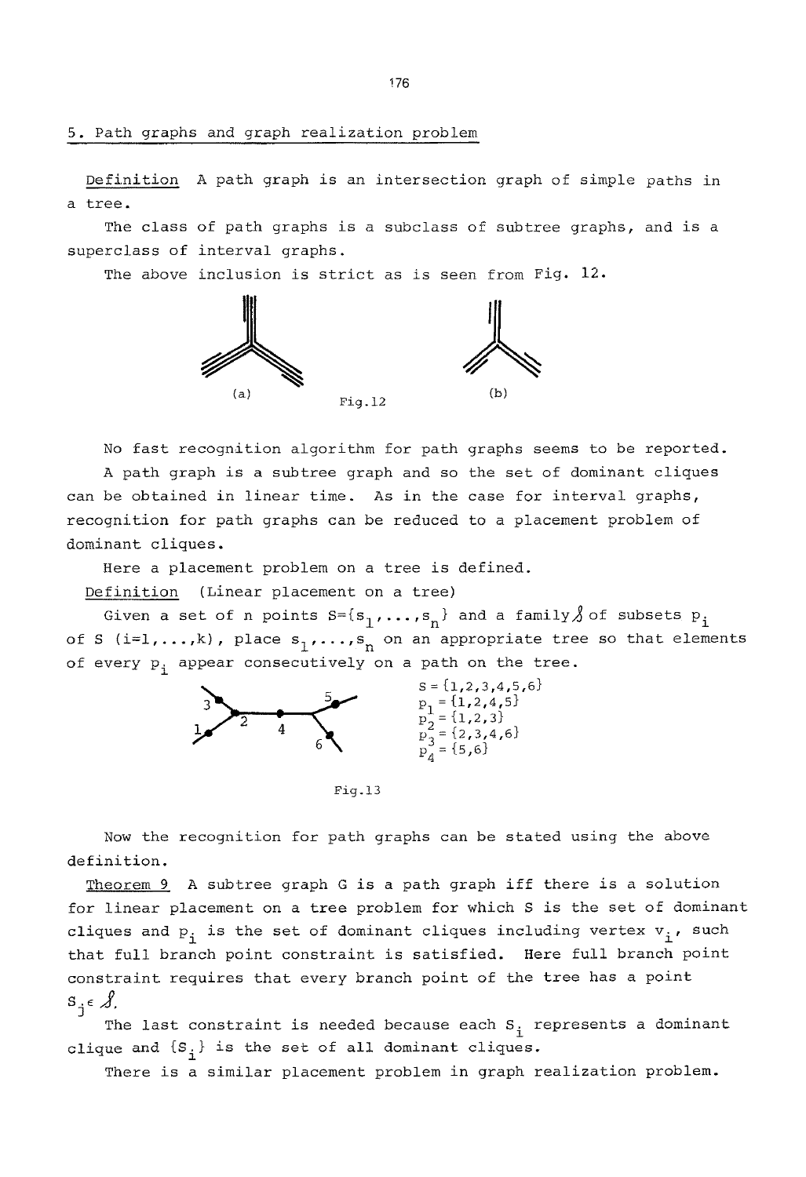## 5. Path graphs and graph realization problem

Definition A path graph is an intersection graph of simple paths in a tree.

The class of path graphs is a subclass of subtree graphs, and is a superclass of interval graphs.

The above inclusion is strict as is seen from Fig. 12.

(a) (b)

Fig.12

No fast recognition algorithm for path graphs seems to be reported.

A path graph is a subtree graph and so the set of dominant cliques can be obtained in linear time. As in the case for interval graphs, recognition for path graphs can be reduced to a placement problem of dominant cliques.

Here a placement problem on a tree is defined.

Definition (Linear placement on a tree)

Given a set of n points $S=\{s_1,\ldots,s_n\}$ and a family $\mathcal{S}$ of subsets $p_i$ of S $(i=1,\ldots,k)$, place $s_1,\ldots,s_n$ on an appropriate tree so that elements of every $p_i$ appear consecutively on a path on the tree.

$S=\{1,2,3,4,5,6\}$
$p_1=\{1,2,4,5\}$
$p_2=\{1,2,3\}$
$p_3=\{2,3,4,6\}$
$p_4=\{5,6\}$

Fig.13

Now the recognition for path graphs can be stated using the above definition.

Theorem 9 A subtree graph G is a path graph iff there is a solution for linear placement on a tree problem for which S is the set of dominant cliques and $p_i$ is the set of dominant cliques including vertex $v_i$, such that full branch point constraint is satisfied. Here full branch point constraint requires that every branch point of the tree has a point $s_j \in \mathcal{S}$.

The last constraint is needed because each $S_i$ represents a dominant clique and $\{S_i\}$ is the set of all dominant cliques.

There is a similar placement problem in graph realization problem.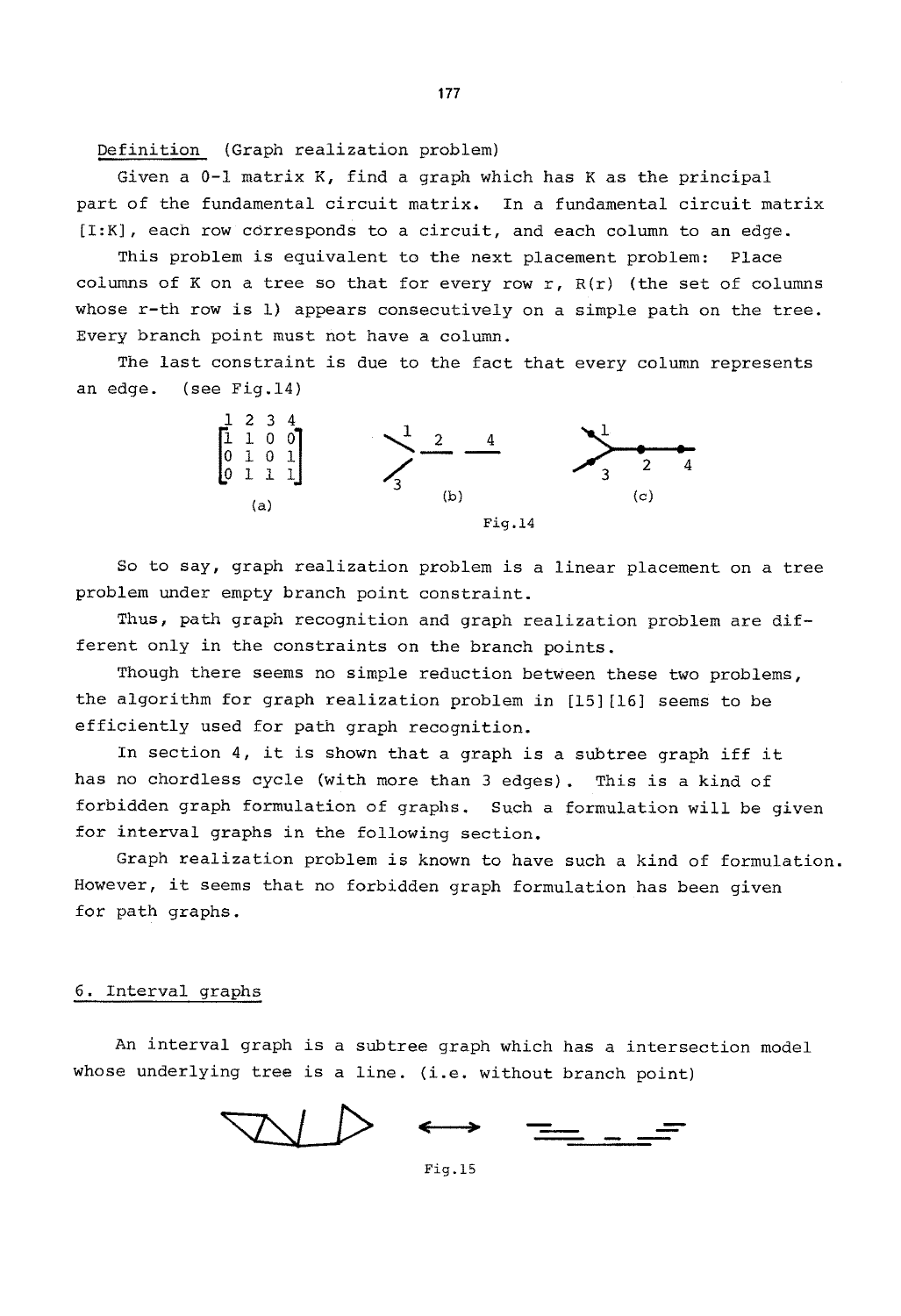Definition (Graph realization problem)

Given a 0-1 matrix K, find a graph which has K as the principal part of the fundamental circuit matrix. In a fundamental circuit matrix [I:K], each row corresponds to a circuit, and each column to an edge.

This problem is equivalent to the next placement problem: Place columns of K on a tree so that for every row r, R(r) (the set of columns whose r-th row is 1) appears consecutively on a simple path on the tree. Every branch point must not have a column.

The last constraint is due to the fact that every column represents an edge. (see Fig.14)

$$\begin{array}{c} \begin{matrix} 1 & 2 & 3 & 4 \end{matrix} \\ \begin{bmatrix} 1 & 1 & 0 & 0 \\ 0 & 1 & 0 & 1 \\ 0 & 1 & 1 & 1 \end{bmatrix} \end{array}$$

(a) (b) (c)

Fig.14

So to say, graph realization problem is a linear placement on a tree problem under empty branch point constraint.

Thus, path graph recognition and graph realization problem are different only in the constraints on the branch points.

Though there seems no simple reduction between these two problems, the algorithm for graph realization problem in [15][16] seems to be efficiently used for path graph recognition.

In section 4, it is shown that a graph is a subtree graph iff it has no chordless cycle (with more than 3 edges). This is a kind of forbidden graph formulation of graphs. Such a formulation will be given for interval graphs in the following section.

Graph realization problem is known to have such a kind of formulation. However, it seems that no forbidden graph formulation has been given for path graphs.

## 6. Interval graphs

An interval graph is a subtree graph which has a intersection model whose underlying tree is a line. (i.e. without branch point)

Fig.15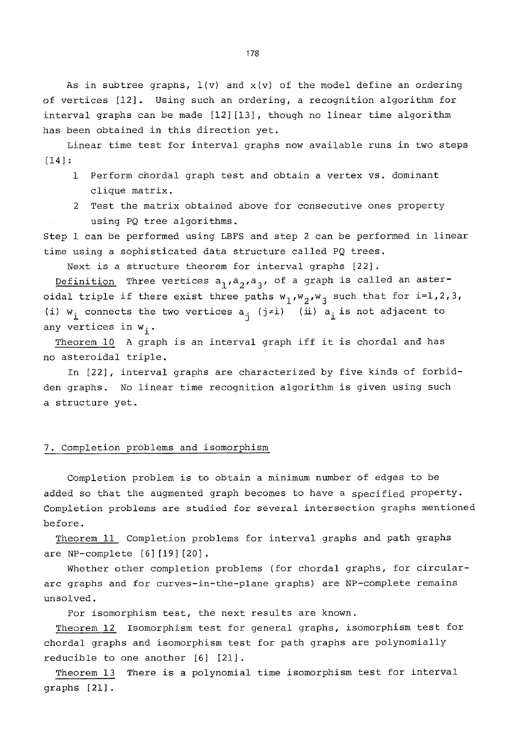As in subtree graphs, $l(v)$ and $x(v)$ of the model define an ordering of vertices [12]. Using such an ordering, a recognition algorithm for interval graphs can be made [12][13], though no linear time algorithm has been obtained in this direction yet.

Linear time test for interval graphs now available runs in two steps [14]:

1. Perform chordal graph test and obtain a vertex vs. dominant clique matrix.
2. Test the matrix obtained above for consecutive ones property using PQ tree algorithms.

Step 1 can be performed using LBFS and step 2 can be performed in linear time using a sophisticated data structure called PQ trees.

Next is a structure theorem for interval graphs [22].

Definition Three vertices $a_1, a_2, a_3$, of a graph is called an asteroidal triple if there exist three paths $w_1, w_2, w_3$ such that for $i=1,2,3$, (i) $w_i$ connects the two vertices $a_j$ $(j \neq i)$ (ii) $a_i$ is not adjacent to any vertices in $w_i$.

Theorem 10 A graph is an interval graph iff it is chordal and has no asteroidal triple.

In [22], interval graphs are characterized by five kinds of forbidden graphs. No linear time recognition algorithm is given using such a structure yet.

## 7. Completion problems and isomorphism

Completion problem is to obtain a minimum number of edges to be added so that the augmented graph becomes to have a specified property. Completion problems are studied for several intersection graphs mentioned before.

Theorem 11 Completion problems for interval graphs and path graphs are NP-complete [6][19][20].

Whether other completion problems (for chordal graphs, for circular-arc graphs and for curves-in-the-plane graphs) are NP-complete remains unsolved.

For isomorphism test, the next results are known.

Theorem 12 Isomorphism test for general graphs, isomorphism test for chordal graphs and isomorphism test for path graphs are polynomially reducible to one another [6] [21].

Theorem 13 There is a polynomial time isomorphism test for interval graphs [21].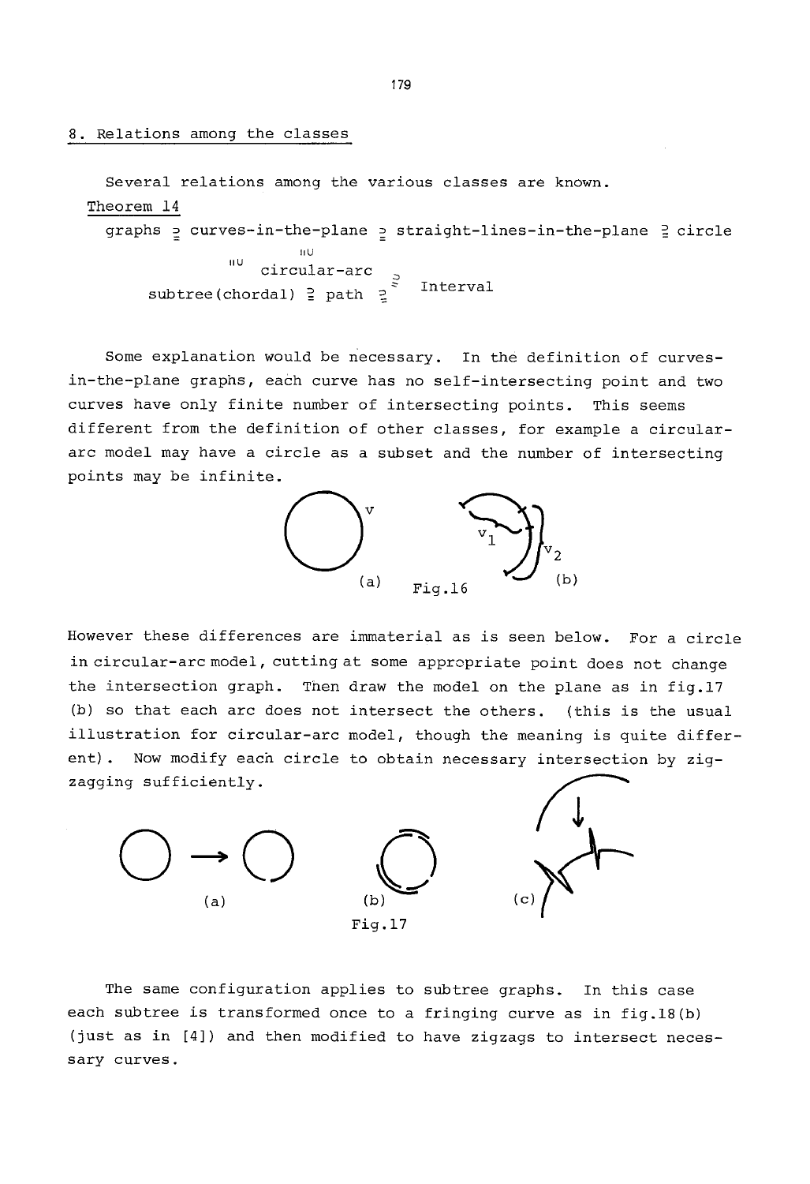## 8. Relations among the classes

Several relations among the various classes are known.

Theorem 14

$$\begin{array}{ccccccc}
\text{graphs} & \supseteq & \text{curves-in-the-plane} & \supseteq & \text{straight-lines-in-the-plane} & \supsetneq & \text{circle} \\
& & \text{\rotatebox{90}{$\subsetneq$}} & & & & \\
& \text{\rotatebox{90}{$\subsetneq$}} & \text{circular-arc} & \supsetneq & & & \\
& & \text{subtree(chordal)} \supsetneq \text{path} & \supsetneq & \text{Interval} & &
\end{array}$$

Some explanation would be necessary. In the definition of curves-in-the-plane graphs, each curve has no self-intersecting point and two curves have only finite number of intersecting points. This seems different from the definition of other classes, for example a circular-arc model may have a circle as a subset and the number of intersecting points may be infinite.

(a) Fig.16 (b)

However these differences are immaterial as is seen below. For a circle in circular-arc model, cutting at some appropriate point does not change the intersection graph. Then draw the model on the plane as in fig.17 (b) so that each arc does not intersect the others. (this is the usual illustration for circular-arc model, though the meaning is quite different). Now modify each circle to obtain necessary intersection by zigzagging sufficiently.

(a) (b) (c)

Fig.17

The same configuration applies to subtree graphs. In this case each subtree is transformed once to a fringing curve as in fig.18(b) (just as in [4]) and then modified to have zigzags to intersect necessary curves.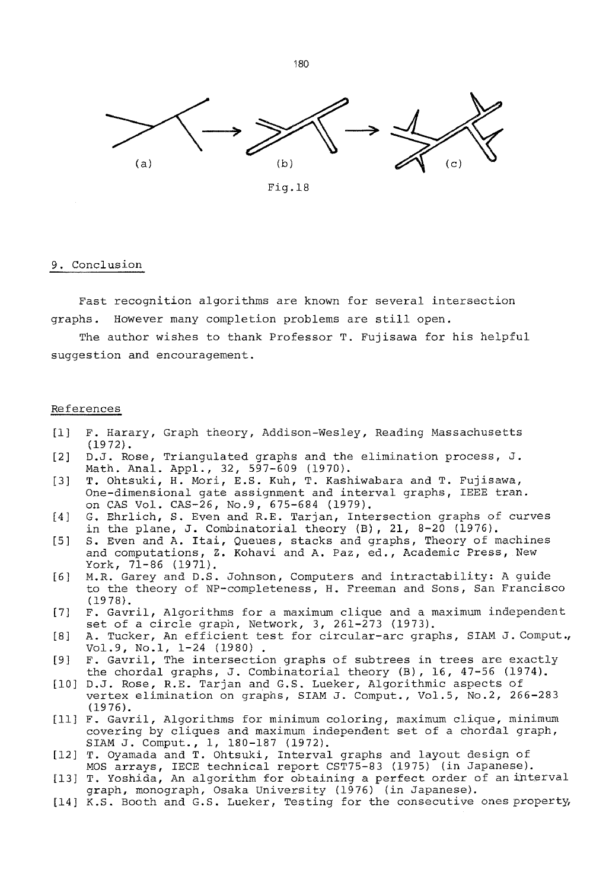(a) (b) (c)

Fig.18

## 9. Conclusion

Fast recognition algorithms are known for several intersection graphs. However many completion problems are still open.

The author wishes to thank Professor T. Fujisawa for his helpful suggestion and encouragement.

## References

[1] F. Harary, Graph theory, Addison-Wesley, Reading Massachusetts (1972).

[2] D.J. Rose, Triangulated graphs and the elimination process, J. Math. Anal. Appl., 32, 597-609 (1970).

[3] T. Ohtsuki, H. Mori, E.S. Kuh, T. Kashiwabara and T. Fujisawa, One-dimensional gate assignment and interval graphs, IEEE tran. on CAS Vol. CAS-26, No.9, 675-684 (1979).

[4] G. Ehrlich, S. Even and R.E. Tarjan, Intersection graphs of curves in the plane, J. Combinatorial theory (B), 21, 8-20 (1976).

[5] S. Even and A. Itai, Queues, stacks and graphs, Theory of machines and computations, Z. Kohavi and A. Paz, ed., Academic Press, New York, 71-86 (1971).

[6] M.R. Garey and D.S. Johnson, Computers and intractability: A guide to the theory of NP-completeness, H. Freeman and Sons, San Francisco (1978).

[7] F. Gavril, Algorithms for a maximum clique and a maximum independent set of a circle graph, Network, 3, 261-273 (1973).

[8] A. Tucker, An efficient test for circular-arc graphs, SIAM J. Comput., Vol.9, No.1, 1-24 (1980) .

[9] F. Gavril, The intersection graphs of subtrees in trees are exactly the chordal graphs, J. Combinatorial theory (B), 16, 47-56 (1974).

[10] D.J. Rose, R.E. Tarjan and G.S. Lueker, Algorithmic aspects of vertex elimination on graphs, SIAM J. Comput., Vol.5, No.2, 266-283 (1976).

[11] F. Gavril, Algorithms for minimum coloring, maximum clique, minimum covering by cliques and maximum independent set of a chordal graph, SIAM J. Comput., 1, 180-187 (1972).

[12] T. Oyamada and T. Ohtsuki, Interval graphs and layout design of MOS arrays, IECE technical report CST75-83 (1975) (in Japanese).

[13] T. Yoshida, An algorithm for obtaining a perfect order of an interval graph, monograph, Osaka University (1976) (in Japanese).

[14] K.S. Booth and G.S. Lueker, Testing for the consecutive ones property,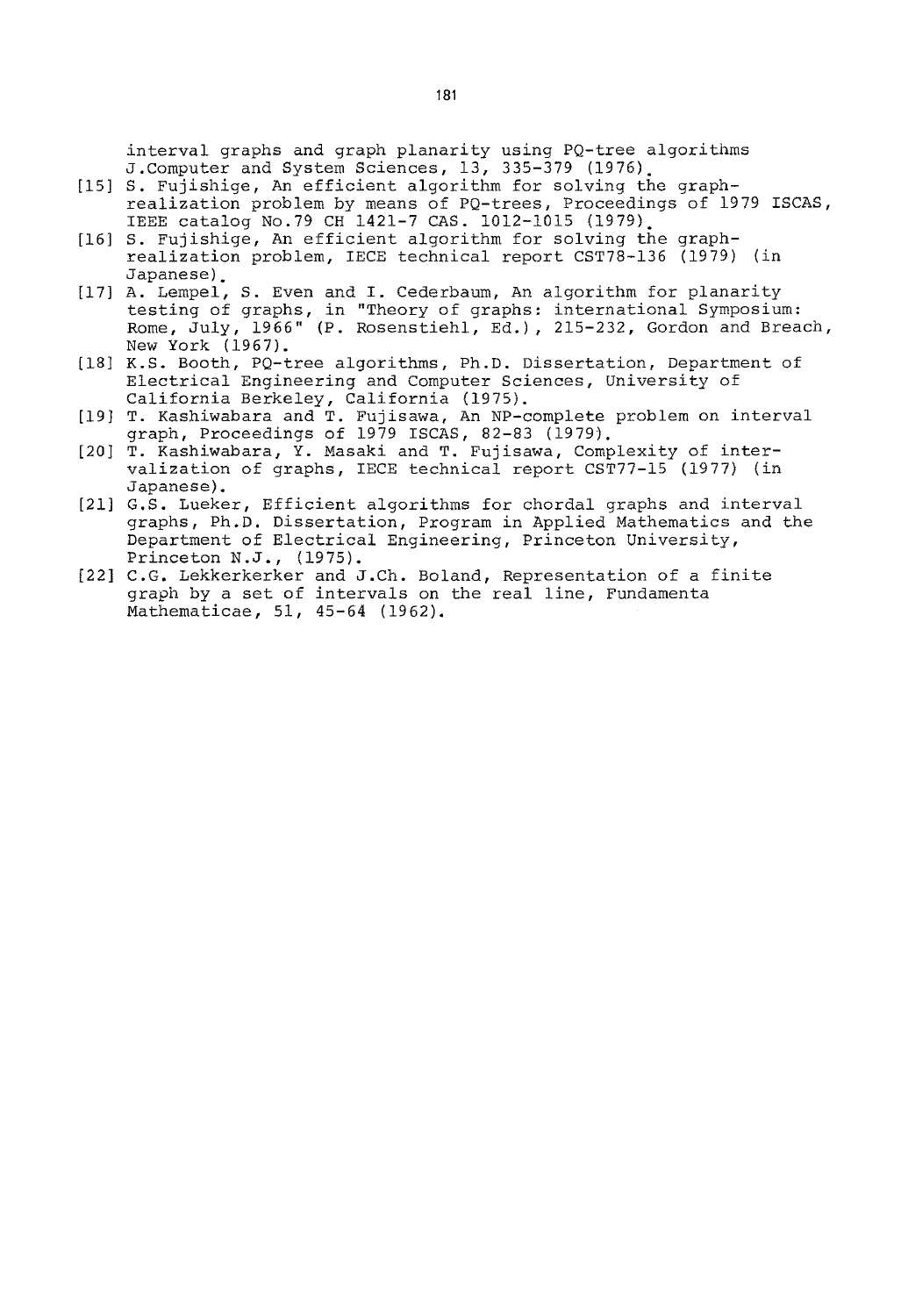interval graphs and graph planarity using PQ-tree algorithms J.Computer and System Sciences, 13, 335-379 (1976).

[15] S. Fujishige, An efficient algorithm for solving the graph-realization problem by means of PQ-trees, Proceedings of 1979 ISCAS, IEEE catalog No.79 CH 1421-7 CAS. 1012-1015 (1979).

[16] S. Fujishige, An efficient algorithm for solving the graph-realization problem, IECE technical report CST78-136 (1979) (in Japanese).

[17] A. Lempel, S. Even and I. Cederbaum, An algorithm for planarity testing of graphs, in "Theory of graphs: international Symposium: Rome, July, 1966" (P. Rosenstiehl, Ed.), 215-232, Gordon and Breach, New York (1967).

[18] K.S. Booth, PQ-tree algorithms, Ph.D. Dissertation, Department of Electrical Engineering and Computer Sciences, University of California Berkeley, California (1975).

[19] T. Kashiwabara and T. Fujisawa, An NP-complete problem on interval graph, Proceedings of 1979 ISCAS, 82-83 (1979).

[20] T. Kashiwabara, Y. Masaki and T. Fujisawa, Complexity of intervalization of graphs, IECE technical report CST77-15 (1977) (in Japanese).

[21] G.S. Lueker, Efficient algorithms for chordal graphs and interval graphs, Ph.D. Dissertation, Program in Applied Mathematics and the Department of Electrical Engineering, Princeton University, Princeton N.J., (1975).

[22] C.G. Lekkerkerker and J.Ch. Boland, Representation of a finite graph by a set of intervals on the real line, Fundamenta Mathematicae, 51, 45-64 (1962).